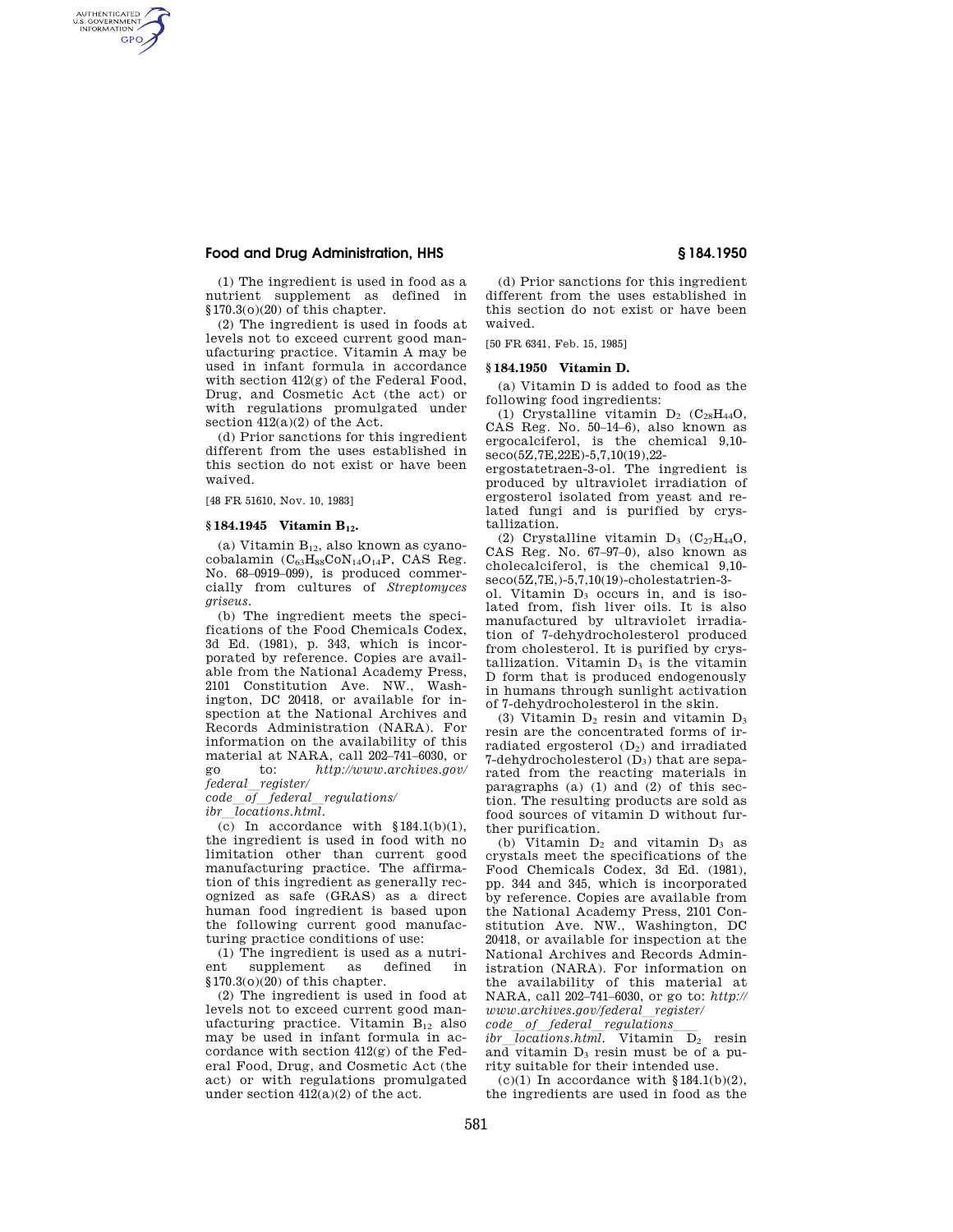(1) The ingredient is used in food as a nutrient supplement as defined in §170.3(o)(20) of this chapter.

(2) The ingredient is used in foods at levels not to exceed current good manufacturing practice. Vitamin A may be used in infant formula in accordance with section 412(g) of the Federal Food, Drug, and Cosmetic Act (the act) or with regulations promulgated under section 412(a)(2) of the Act.

(d) Prior sanctions for this ingredient different from the uses established in this section do not exist or have been waived.

[48 FR 51610, Nov. 10, 1983]

### § 184.1945 Vitamin $B_{12}$.

(a) Vitamin $B_{12}$, also known as cyanocobalamin ($C_{63}H_{88}CoN_{14}O_{14}P$, CAS Reg. No. 68–0919–099), is produced commercially from cultures of *Streptomyces griseus*.

(b) The ingredient meets the specifications of the Food Chemicals Codex, 3d Ed. (1981), p. 343, which is incorporated by reference. Copies are available from the National Academy Press, 2101 Constitution Ave. NW., Washington, DC 20418, or available for inspection at the National Archives and Records Administration (NARA). For information on the availability of this material at NARA, call 202–741–6030, or go to: *http://www.archives.gov/federal_register/code_of_federal_regulations/ibr_locations.html.*

(c) In accordance with §184.1(b)(1), the ingredient is used in food with no limitation other than current good manufacturing practice. The affirmation of this ingredient as generally recognized as safe (GRAS) as a direct human food ingredient is based upon the following current good manufacturing practice conditions of use:

(1) The ingredient is used as a nutrient supplement as defined in §170.3(o)(20) of this chapter.

(2) The ingredient is used in food at levels not to exceed current good manufacturing practice. Vitamin $B_{12}$ also may be used in infant formula in accordance with section 412(g) of the Federal Food, Drug, and Cosmetic Act (the act) or with regulations promulgated under section 412(a)(2) of the act.

(d) Prior sanctions for this ingredient different from the uses established in this section do not exist or have been waived.

[50 FR 6341, Feb. 15, 1985]

### § 184.1950 Vitamin D.

(a) Vitamin D is added to food as the following food ingredients:

(1) Crystalline vitamin $D_2$ ($C_{28}H_{44}O$, CAS Reg. No. 50–14–6), also known as ergocalciferol, is the chemical 9,10-seco(5Z,7E,22E)-5,7,10(19),22-ergostatetraen-3-ol. The ingredient is produced by ultraviolet irradiation of ergosterol isolated from yeast and related fungi and is purified by crystallization.

(2) Crystalline vitamin $D_3$ ($C_{27}H_{44}O$, CAS Reg. No. 67–97–0), also known as cholecalciferol, is the chemical 9,10-seco(5Z,7E,)-5,7,10(19)-cholestatrien-3-ol. Vitamin $D_3$ occurs in, and is isolated from, fish liver oils. It is also manufactured by ultraviolet irradiation of 7-dehydrocholesterol produced from cholesterol. It is purified by crystallization. Vitamin $D_3$ is the vitamin D form that is produced endogenously in humans through sunlight activation of 7-dehydrocholesterol in the skin.

(3) Vitamin $D_2$ resin and vitamin $D_3$ resin are the concentrated forms of irradiated ergosterol ($D_2$) and irradiated 7-dehydrocholesterol ($D_3$) that are separated from the reacting materials in paragraphs (a) (1) and (2) of this section. The resulting products are sold as food sources of vitamin D without further purification.

(b) Vitamin $D_2$ and vitamin $D_3$ as crystals meet the specifications of the Food Chemicals Codex, 3d Ed. (1981), pp. 344 and 345, which is incorporated by reference. Copies are available from the National Academy Press, 2101 Constitution Ave. NW., Washington, DC 20418, or available for inspection at the National Archives and Records Administration (NARA). For information on the availability of this material at NARA, call 202–741–6030, or go to: *http://www.archives.gov/federal_register/code_of_federal_regulations/ibr_locations.html.* Vitamin $D_2$ resin and vitamin $D_3$ resin must be of a purity suitable for their intended use.

(c)(1) In accordance with §184.1(b)(2), the ingredients are used in food as the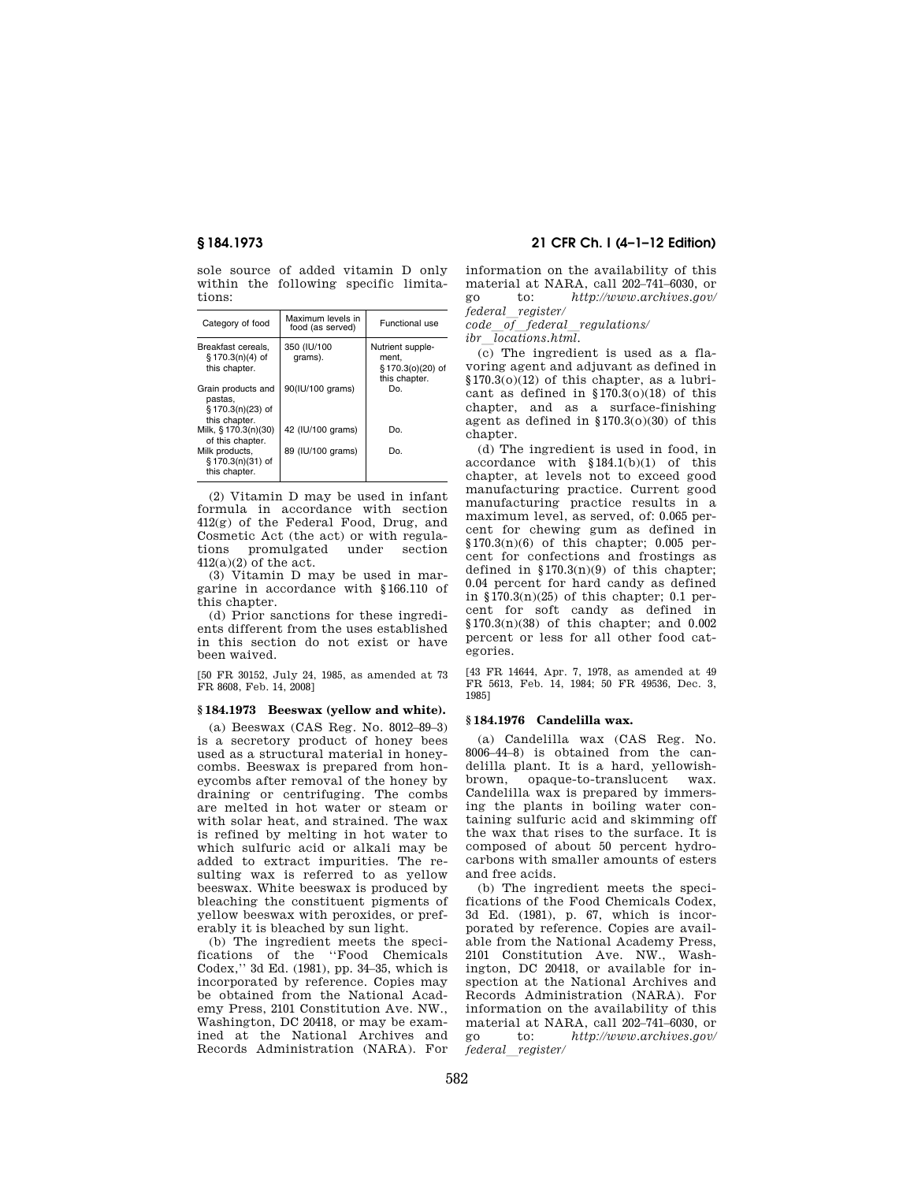sole source of added vitamin D only within the following specific limitations:

| Category of food | Maximum levels in food (as served) | Functional use |
| --- | --- | --- |
| Breakfast cereals, § 170.3(n)(4) of this chapter. | 350 (IU/100 grams). | Nutrient supplement, § 170.3(o)(20) of this chapter. |
| Grain products and pastas, § 170.3(n)(23) of this chapter. | 90(IU/100 grams) | Do. |
| Milk, § 170.3(n)(30) of this chapter. | 42 (IU/100 grams) | Do. |
| Milk products, § 170.3(n)(31) of this chapter. | 89 (IU/100 grams) | Do. |

(2) Vitamin D may be used in infant formula in accordance with section 412(g) of the Federal Food, Drug, and Cosmetic Act (the act) or with regulations promulgated under section 412(a)(2) of the act.

(3) Vitamin D may be used in margarine in accordance with § 166.110 of this chapter.

(d) Prior sanctions for these ingredients different from the uses established in this section do not exist or have been waived.

[50 FR 30152, July 24, 1985, as amended at 73 FR 8608, Feb. 14, 2008]

### § 184.1973 Beeswax (yellow and white).

(a) Beeswax (CAS Reg. No. 8012–89–3) is a secretory product of honey bees used as a structural material in honeycombs. Beeswax is prepared from honeycombs after removal of the honey by draining or centrifuging. The combs are melted in hot water or steam or with solar heat, and strained. The wax is refined by melting in hot water to which sulfuric acid or alkali may be added to extract impurities. The resulting wax is referred to as yellow beeswax. White beeswax is produced by bleaching the constituent pigments of yellow beeswax with peroxides, or preferably it is bleached by sun light.

(b) The ingredient meets the specifications of the ''Food Chemicals Codex,'' 3d Ed. (1981), pp. 34–35, which is incorporated by reference. Copies may be obtained from the National Academy Press, 2101 Constitution Ave. NW., Washington, DC 20418, or may be examined at the National Archives and Records Administration (NARA). For information on the availability of this material at NARA, call 202–741–6030, or go to: *http://www.archives.gov/federal_register/code_of_federal_regulations/ibr_locations.html.*

(c) The ingredient is used as a flavoring agent and adjuvant as defined in § 170.3(o)(12) of this chapter, as a lubricant as defined in § 170.3(o)(18) of this chapter, and as a surface-finishing agent as defined in § 170.3(o)(30) of this chapter.

(d) The ingredient is used in food, in accordance with § 184.1(b)(1) of this chapter, at levels not to exceed good manufacturing practice. Current good manufacturing practice results in a maximum level, as served, of: 0.065 percent for chewing gum as defined in § 170.3(n)(6) of this chapter; 0.005 percent for confections and frostings as defined in § 170.3(n)(9) of this chapter; 0.04 percent for hard candy as defined in § 170.3(n)(25) of this chapter; 0.1 percent for soft candy as defined in § 170.3(n)(38) of this chapter; and 0.002 percent or less for all other food categories.

[43 FR 14644, Apr. 7, 1978, as amended at 49 FR 5613, Feb. 14, 1984; 50 FR 49536, Dec. 3, 1985]

### § 184.1976 Candelilla wax.

(a) Candelilla wax (CAS Reg. No. 8006–44–8) is obtained from the candelilla plant. It is a hard, yellowish-brown, opaque-to-translucent wax. Candelilla wax is prepared by immersing the plants in boiling water containing sulfuric acid and skimming off the wax that rises to the surface. It is composed of about 50 percent hydrocarbons with smaller amounts of esters and free acids.

(b) The ingredient meets the specifications of the Food Chemicals Codex, 3d Ed. (1981), p. 67, which is incorporated by reference. Copies are available from the National Academy Press, 2101 Constitution Ave. NW., Washington, DC 20418, or available for inspection at the National Archives and Records Administration (NARA). For information on the availability of this material at NARA, call 202–741–6030, or go to: *http://www.archives.gov/federal_register/*